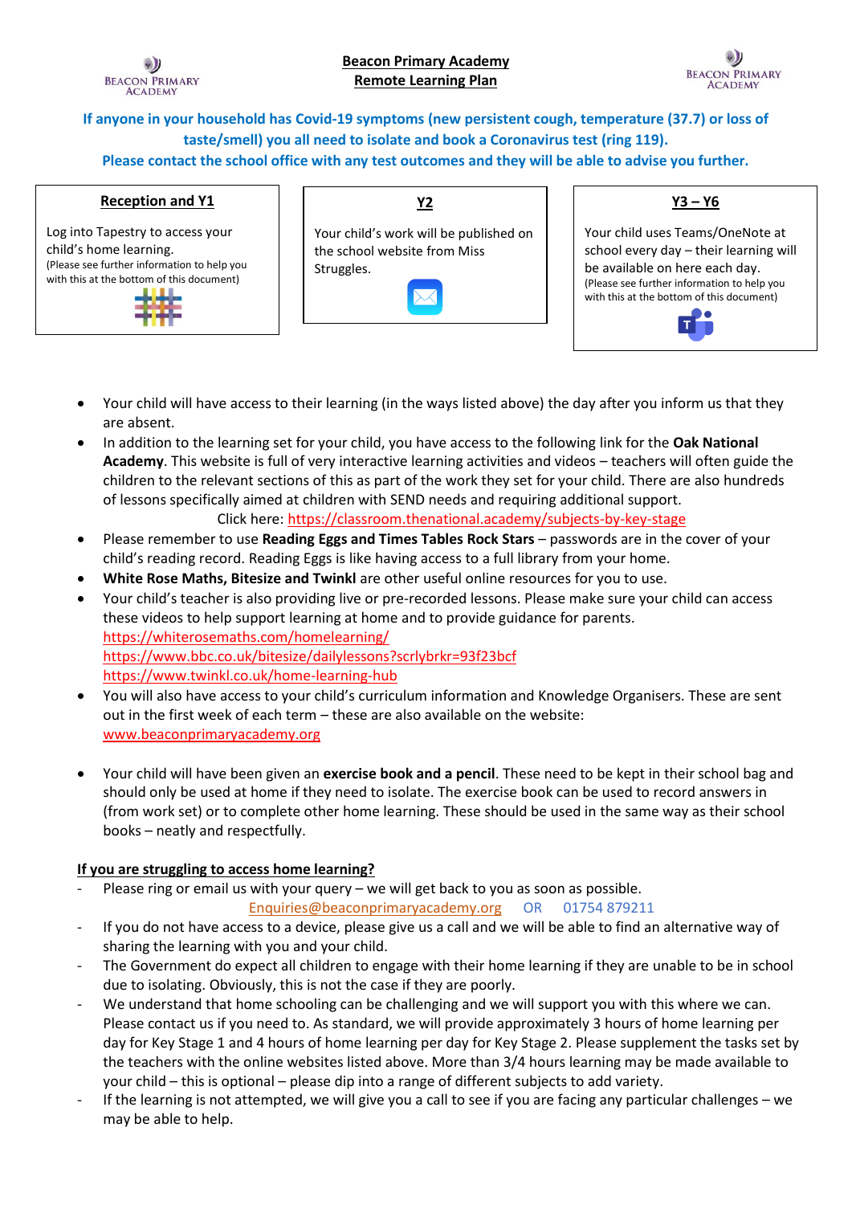**Beacon Primary Academy**
**Remote Learning Plan**

**If anyone in your household has Covid-19 symptoms (new persistent cough, temperature (37.7) or loss of taste/smell) you all need to isolate and book a Coronavirus test (ring 119).**
**Please contact the school office with any test outcomes and they will be able to advise you further.**

**Reception and Y1**

Log into Tapestry to access your child's home learning.
(Please see further information to help you with this at the bottom of this document)

**Y2**

Your child's work will be published on the school website from Miss Struggles.

**Y3 – Y6**

Your child uses Teams/OneNote at school every day – their learning will be available on here each day.
(Please see further information to help you with this at the bottom of this document)

- Your child will have access to their learning (in the ways listed above) the day after you inform us that they are absent.
- In addition to the learning set for your child, you have access to the following link for the **Oak National Academy**. This website is full of very interactive learning activities and videos – teachers will often guide the children to the relevant sections of this as part of the work they set for your child. There are also hundreds of lessons specifically aimed at children with SEND needs and requiring additional support.
  Click here: https://classroom.thenational.academy/subjects-by-key-stage
- Please remember to use **Reading Eggs and Times Tables Rock Stars** – passwords are in the cover of your child's reading record. Reading Eggs is like having access to a full library from your home.
- **White Rose Maths, Bitesize and Twinkl** are other useful online resources for you to use.
- Your child's teacher is also providing live or pre-recorded lessons. Please make sure your child can access these videos to help support learning at home and to provide guidance for parents.
  https://whiterosemaths.com/homelearning/
  https://www.bbc.co.uk/bitesize/dailylessons?scrlybrkr=93f23bcf
  https://www.twinkl.co.uk/home-learning-hub
- You will also have access to your child's curriculum information and Knowledge Organisers. These are sent out in the first week of each term – these are also available on the website:
  www.beaconprimaryacademy.org
- Your child will have been given an **exercise book and a pencil**. These need to be kept in their school bag and should only be used at home if they need to isolate. The exercise book can be used to record answers in (from work set) or to complete other home learning. These should be used in the same way as their school books – neatly and respectfully.

**If you are struggling to access home learning?**

- Please ring or email us with your query – we will get back to you as soon as possible.
  Enquiries@beaconprimaryacademy.org OR 01754 879211
- If you do not have access to a device, please give us a call and we will be able to find an alternative way of sharing the learning with you and your child.
- The Government do expect all children to engage with their home learning if they are unable to be in school due to isolating. Obviously, this is not the case if they are poorly.
- We understand that home schooling can be challenging and we will support you with this where we can. Please contact us if you need to. As standard, we will provide approximately 3 hours of home learning per day for Key Stage 1 and 4 hours of home learning per day for Key Stage 2. Please supplement the tasks set by the teachers with the online websites listed above. More than 3/4 hours learning may be made available to your child – this is optional – please dip into a range of different subjects to due variety.
- If the learning is not attempted, we will give you a call to see if you are facing any particular challenges – we may be able to help.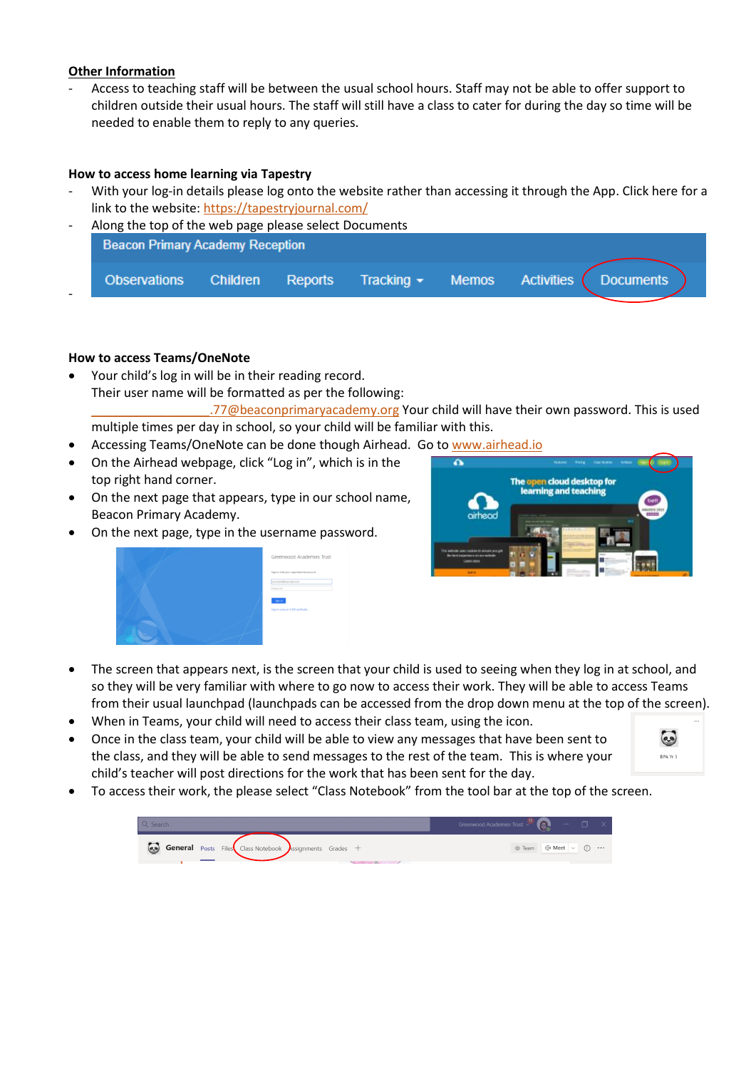**<u>Other Information</u>**

- Access to teaching staff will be between the usual school hours. Staff may not be able to offer support to children outside their usual hours. The staff will still have a class to cater for during the day so time will be needed to enable them to reply to any queries.

**How to access home learning via Tapestry**

- With your log-in details please log onto the website rather than accessing it through the App. Click here for a link to the website: https://tapestryjournal.com/
- Along the top of the web page please select Documents

**How to access Teams/OneNote**

- Your child's log in will be in their reading record.
  Their user name will be formatted as per the following:
  __________________.77@beaconprimaryacademy.org Your child will have their own password. This is used multiple times per day in school, so your child will be familiar with this.
- Accessing Teams/OneNote can be done though Airhead. Go to www.airhead.io
- On the Airhead webpage, click "Log in", which is in the top right hand corner.
- On the next page that appears, type in our school name, Beacon Primary Academy.
- On the next page, type in the username password.
- The screen that appears next, is the screen that your child is used to seeing when they log in at school, and so they will be very familiar with where to go now to access their work. They will be able to access Teams from their usual launchpad (launchpads can be accessed from the drop down menu at the top of the screen).
- When in Teams, your child will need to access their class team, using the icon.
- Once in the class team, your child will be able to view any messages that have been sent to the class, and they will be able to send messages to the rest of the team. This is where your child's teacher will post directions for the work that has been sent for the day.
- To access their work, the please select "Class Notebook" from the tool bar at the top of the screen.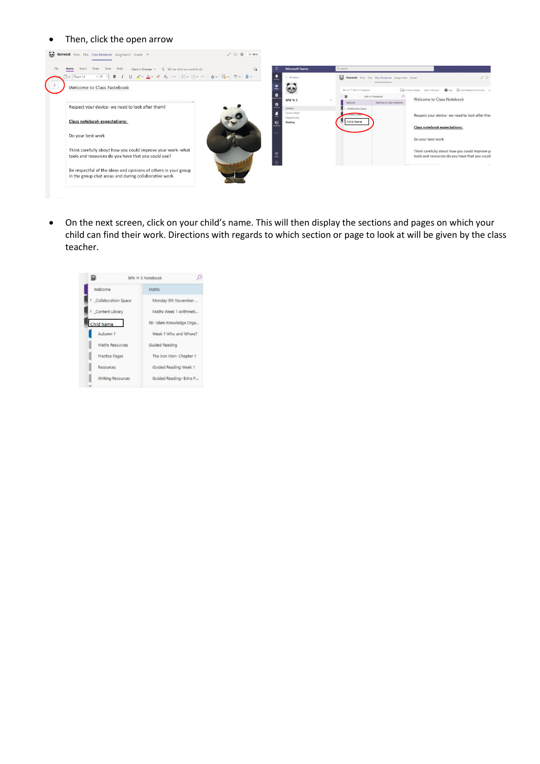- Then, click the open arrow

- On the next screen, click on your child's name. This will then display the sections and pages on which your child can find their work. Directions with regards to which section or page to look at will be given by the class teacher.